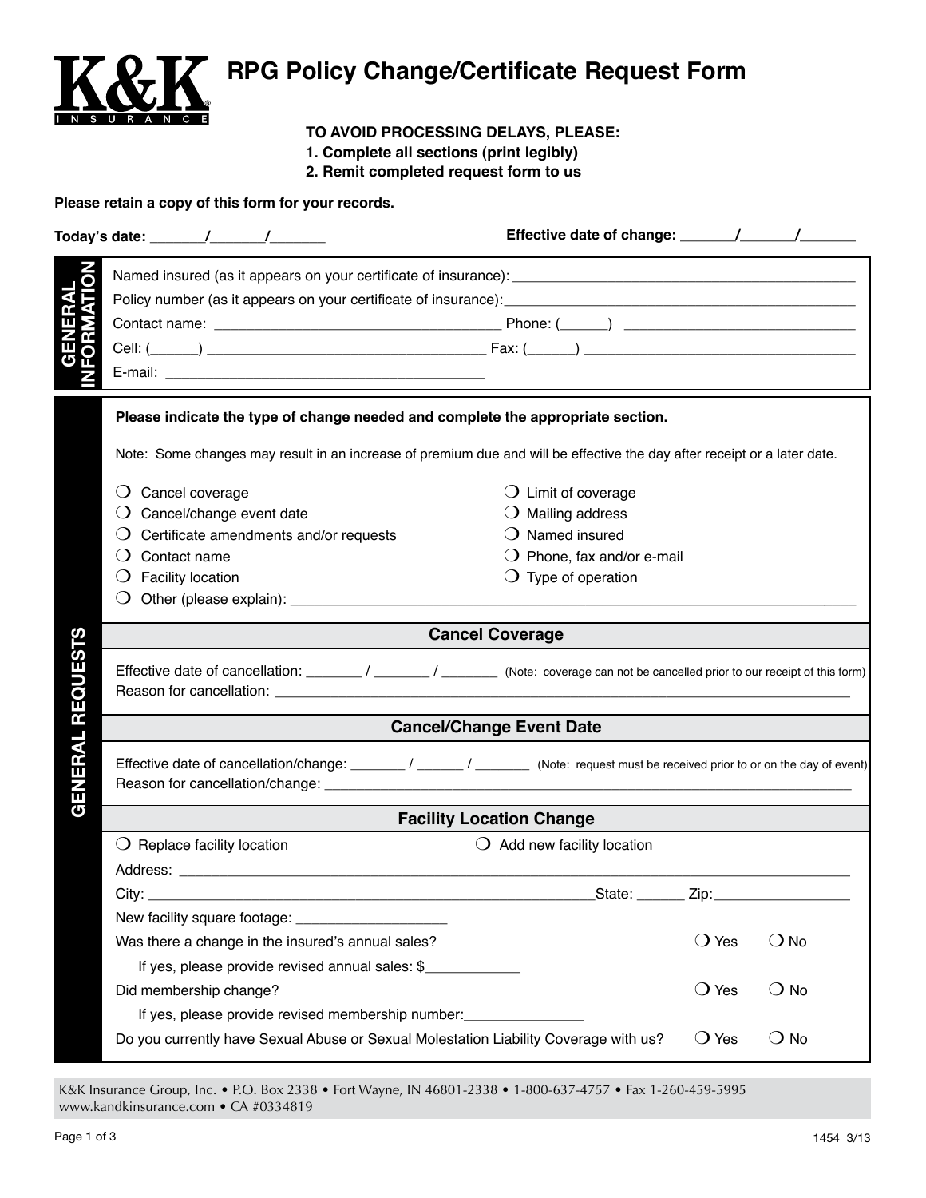K&K INSURANCE

# RPG Policy Change/Certificate Request Form

**TO AVOID PROCESSING DELAYS, PLEASE:**
**1. Complete all sections (print legibly)**
**2. Remit completed request form to us**

**Please retain a copy of this form for your records.**

**Today's date:** _______/_______/_______ **Effective date of change:** _______/_______/_______

## GENERAL INFORMATION

Named insured (as it appears on your certificate of insurance): ____________________________________________

Policy number (as it appears on your certificate of insurance): ____________________________________________

Contact name: ___________________________________ Phone: (______) _____________________________

Cell: (______) _________________________________ Fax: (______) __________________________________

E-mail: ________________________________________

## GENERAL REQUESTS

**Please indicate the type of change needed and complete the appropriate section.**

Note: Some changes may result in an increase of premium due and will be effective the day after receipt or a later date.

- ❍ Cancel coverage
- ❍ Cancel/change event date
- ❍ Certificate amendments and/or requests
- ❍ Contact name
- ❍ Facility location
- ❍ Limit of coverage
- ❍ Mailing address
- ❍ Named insured
- ❍ Phone, fax and/or e-mail
- ❍ Type of operation
- ❍ Other (please explain): ______________________________________________________________________

### Cancel Coverage

Effective date of cancellation: _______ / _______ / _______ (Note: coverage can not be cancelled prior to our receipt of this form)

Reason for cancellation: ____________________________________________________________________________

### Cancel/Change Event Date

Effective date of cancellation/change: _______ / ______ / _______ (Note: request must be received prior to or on the day of event)

Reason for cancellation/change: ______________________________________________________________________

### Facility Location Change

❍ Replace facility location ❍ Add new facility location

Address: ______________________________________________________________________________________

City: _______________________________________________________State: ______ Zip:_________________

New facility square footage: ___________________

Was there a change in the insured's annual sales? ❍ Yes ❍ No

If yes, please provide revised annual sales: $____________

Did membership change? ❍ Yes ❍ No

If yes, please provide revised membership number:_______________

Do you currently have Sexual Abuse or Sexual Molestation Liability Coverage with us? ❍ Yes ❍ No

K&K Insurance Group, Inc. • P.O. Box 2338 • Fort Wayne, IN 46801-2338 • 1-800-637-4757 • Fax 1-260-459-5995
www.kandkinsurance.com • CA #0334819

1454 3/13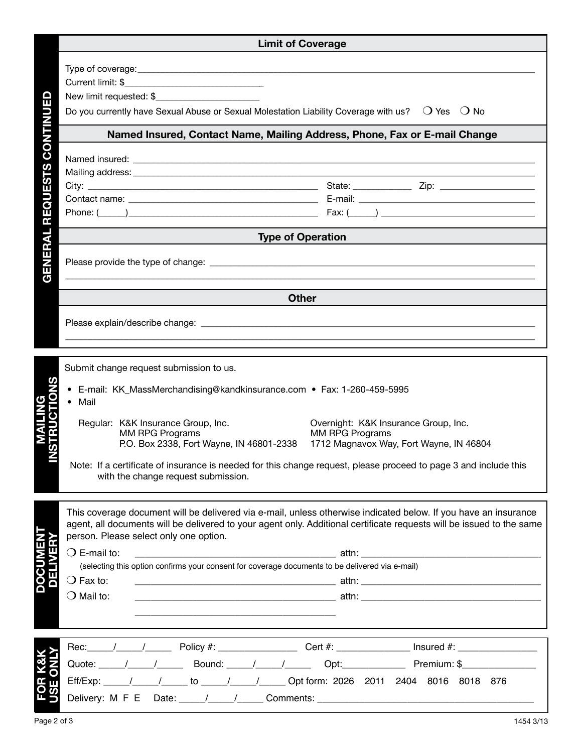## GENERAL REQUESTS CONTINUED

### Limit of Coverage

Type of coverage: ______________________________

Current limit: $______________________________

New limit requested: $______________________

Do you currently have Sexual Abuse or Sexual Molestation Liability Coverage with us? ❍ Yes ❍ No

### Named Insured, Contact Name, Mailing Address, Phone, Fax or E-mail Change

Named insured: ______________________________

Mailing address: ______________________________

City: ______________________ State: ____________ Zip: ______________

Contact name: ______________________ E-mail: ______________________

Phone: (_____)______________________ Fax: (_____) ______________________

### Type of Operation

Please provide the type of change: ______________________________

______________________________

### Other

Please explain/describe change: ______________________________

______________________________

## MAILING INSTRUCTIONS

Submit change request submission to us.

- E-mail: KK_MassMerchandising@kandkinsurance.com
- Fax: 1-260-459-5995
- Mail

Regular: K&K Insurance Group, Inc.
MM RPG Programs
P.O. Box 2338, Fort Wayne, IN 46801-2338

Overnight: K&K Insurance Group, Inc.
MM RPG Programs
1712 Magnavox Way, Fort Wayne, IN 46804

Note: If a certificate of insurance is needed for this change request, please proceed to page 3 and include this with the change request submission.

## DOCUMENT DELIVERY

This coverage document will be delivered via e-mail, unless otherwise indicated below. If you have an insurance agent, all documents will be delivered to your agent only. Additional certificate requests will be issued to the same person. Please select only one option.

❍ E-mail to: ______________________ attn: ______________________

(selecting this option confirms your consent for coverage documents to be delivered via e-mail)

❍ Fax to: ______________________ attn: ______________________

❍ Mail to: ______________________ attn: ______________________

______________________

## FOR K&K USE ONLY

Rec:_____/_____/_____ Policy #: _______________ Cert #: ______________ Insured #: _______________

Quote: _____/_____/_____ Bound: _____/_____/_____ Opt:____________ Premium: $______________

Eff/Exp: _____/_____/_____ to _____/_____/_____ Opt form: 2026 2011 2404 8016 8018 876

Delivery: M F E Date: _____/_____/_____ Comments: ______________________________

1454 3/13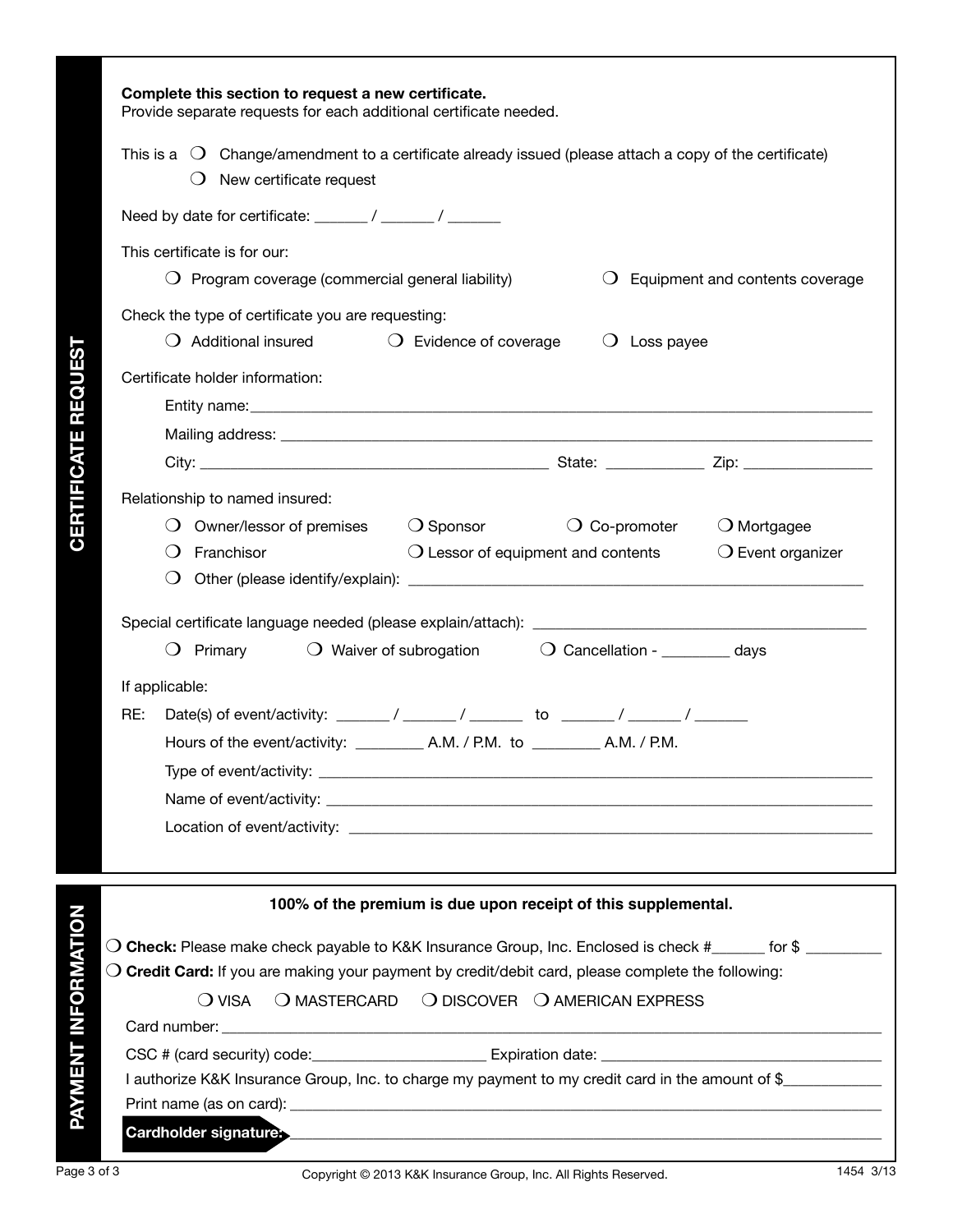## CERTIFICATE REQUEST

**Complete this section to request a new certificate.**
Provide separate requests for each additional certificate needed.

This is a ❍ Change/amendment to a certificate already issued (please attach a copy of the certificate)
❍ New certificate request

Need by date for certificate: _______ / _______ / _______

This certificate is for our:

❍ Program coverage (commercial general liability) ❍ Equipment and contents coverage

Check the type of certificate you are requesting:

❍ Additional insured ❍ Evidence of coverage ❍ Loss payee

Certificate holder information:

Entity name: ____________________________________________

Mailing address: ____________________________________________

City: ______________________ State: ____________ Zip: ________________

Relationship to named insured:

❍ Owner/lessor of premises ❍ Sponsor ❍ Co-promoter ❍ Mortgagee
❍ Franchisor ❍ Lessor of equipment and contents ❍ Event organizer
❍ Other (please identify/explain): ____________________________________________

Special certificate language needed (please explain/attach): ____________________________________________

❍ Primary ❍ Waiver of subrogation ❍ Cancellation - ________ days

If applicable:

RE: Date(s) of event/activity: _______ / ______ / ______ to ______ / ______ / ______

Hours of the event/activity: ________ A.M. / P.M. to ________ A.M. / P.M.

Type of event/activity: ____________________________________________

Name of event/activity: ____________________________________________

Location of event/activity: ____________________________________________

## PAYMENT INFORMATION

**100% of the premium is due upon receipt of this supplemental.**

❍ **Check:** Please make check payable to K&K Insurance Group, Inc. Enclosed is check #______ for $ _________

❍ **Credit Card:** If you are making your payment by credit/debit card, please complete the following:

❍ VISA ❍ MASTERCARD ❍ DISCOVER ❍ AMERICAN EXPRESS

Card number: ____________________________________________

CSC # (card security) code: _____________________ Expiration date: ______________________

I authorize K&K Insurance Group, Inc. to charge my payment to my credit card in the amount of $____________

Print name (as on card): ____________________________________________

**Cardholder signature:** ____________________________________________

Copyright © 2013 K&K Insurance Group, Inc. All Rights Reserved. 1454 3/13